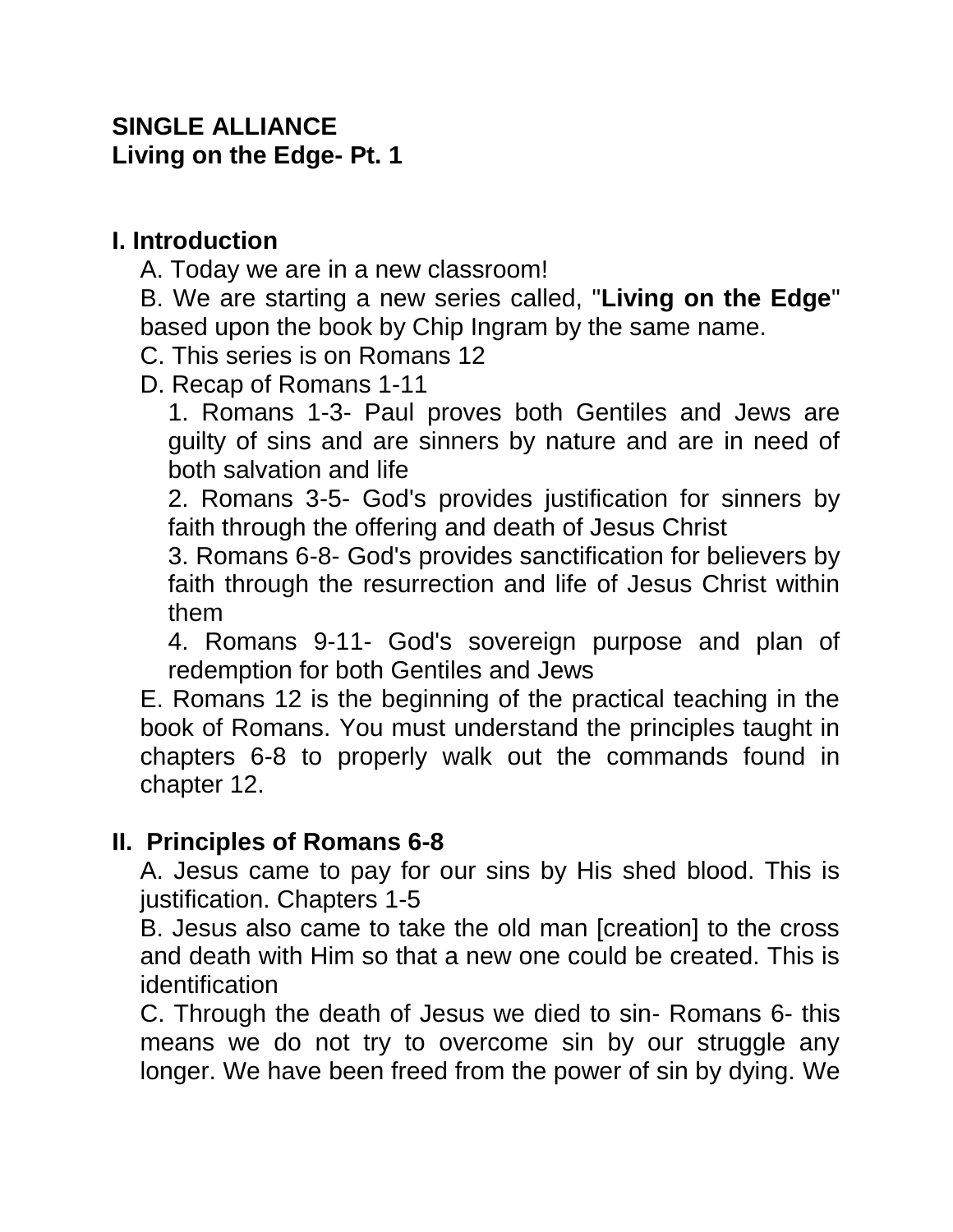**SINGLE ALLIANCE**
**Living on the Edge- Pt. 1**

## I. Introduction

A. Today we are in a new classroom!

B. We are starting a new series called, "**Living on the Edge**" based upon the book by Chip Ingram by the same name.

C. This series is on Romans 12

D. Recap of Romans 1-11

1. Romans 1-3- Paul proves both Gentiles and Jews are guilty of sins and are sinners by nature and are in need of both salvation and life
2. Romans 3-5- God's provides justification for sinners by faith through the offering and death of Jesus Christ
3. Romans 6-8- God's provides sanctification for believers by faith through the resurrection and life of Jesus Christ within them
4. Romans 9-11- God's sovereign purpose and plan of redemption for both Gentiles and Jews

E. Romans 12 is the beginning of the practical teaching in the book of Romans. You must understand the principles taught in chapters 6-8 to properly walk out the commands found in chapter 12.

## II. Principles of Romans 6-8

A. Jesus came to pay for our sins by His shed blood. This is justification. Chapters 1-5

B. Jesus also came to take the old man [creation] to the cross and death with Him so that a new one could be created. This is identification

C. Through the death of Jesus we died to sin- Romans 6- this means we do not try to overcome sin by our struggle any longer. We have been freed from the power of sin by dying. We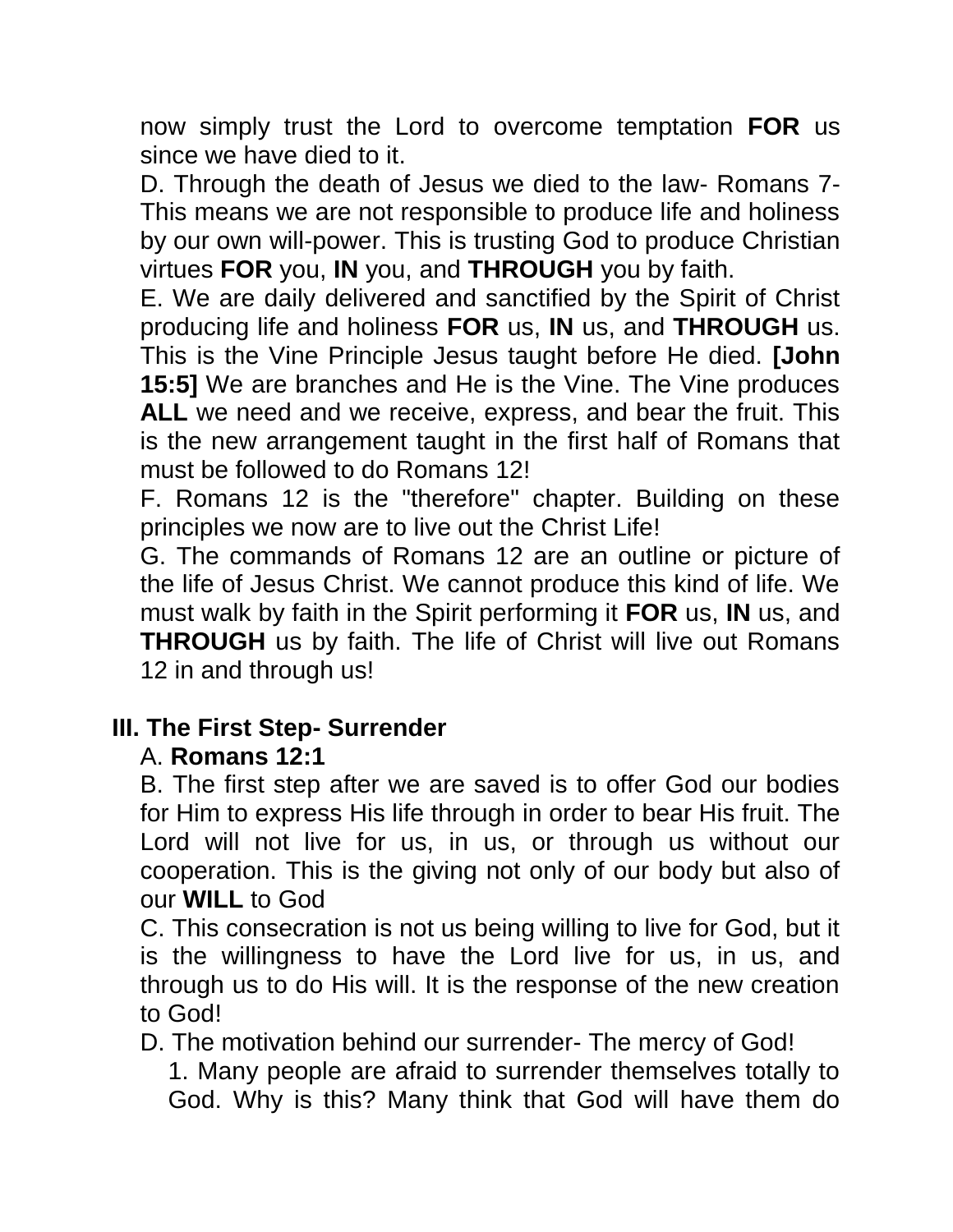now simply trust the Lord to overcome temptation **FOR** us since we have died to it.

D. Through the death of Jesus we died to the law- Romans 7- This means we are not responsible to produce life and holiness by our own will-power. This is trusting God to produce Christian virtues **FOR** you, **IN** you, and **THROUGH** you by faith.

E. We are daily delivered and sanctified by the Spirit of Christ producing life and holiness **FOR** us, **IN** us, and **THROUGH** us. This is the Vine Principle Jesus taught before He died. **[John 15:5]** We are branches and He is the Vine. The Vine produces **ALL** we need and we receive, express, and bear the fruit. This is the new arrangement taught in the first half of Romans that must be followed to do Romans 12!

F. Romans 12 is the "therefore" chapter. Building on these principles we now are to live out the Christ Life!

G. The commands of Romans 12 are an outline or picture of the life of Jesus Christ. We cannot produce this kind of life. We must walk by faith in the Spirit performing it **FOR** us, **IN** us, and **THROUGH** us by faith. The life of Christ will live out Romans 12 in and through us!

## III. The First Step- Surrender

A. **Romans 12:1**

B. The first step after we are saved is to offer God our bodies for Him to express His life through in order to bear His fruit. The Lord will not live for us, in us, or through us without our cooperation. This is the giving not only of our body but also of our **WILL** to God

C. This consecration is not us being willing to live for God, but it is the willingness to have the Lord live for us, in us, and through us to do His will. It is the response of the new creation to God!

D. The motivation behind our surrender- The mercy of God!

1. Many people are afraid to surrender themselves totally to God. Why is this? Many think that God will have them do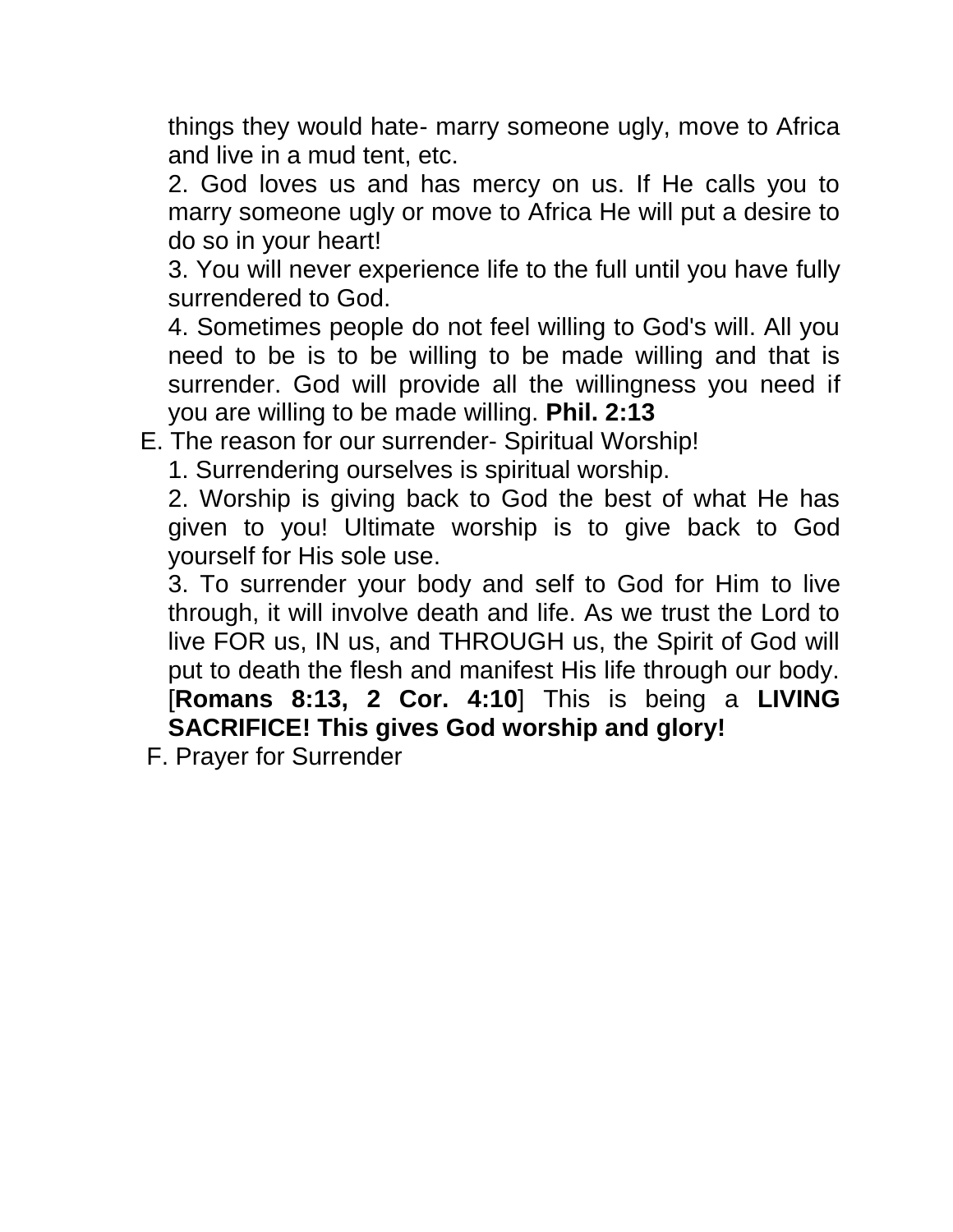things they would hate- marry someone ugly, move to Africa and live in a mud tent, etc.

2. God loves us and has mercy on us. If He calls you to marry someone ugly or move to Africa He will put a desire to do so in your heart!

3. You will never experience life to the full until you have fully surrendered to God.

4. Sometimes people do not feel willing to God's will. All you need to be is to be willing to be made willing and that is surrender. God will provide all the willingness you need if you are willing to be made willing. **Phil. 2:13**

E. The reason for our surrender- Spiritual Worship!

1. Surrendering ourselves is spiritual worship.

2. Worship is giving back to God the best of what He has given to you! Ultimate worship is to give back to God yourself for His sole use.

3. To surrender your body and self to God for Him to live through, it will involve death and life. As we trust the Lord to live FOR us, IN us, and THROUGH us, the Spirit of God will put to death the flesh and manifest His life through our body. [**Romans 8:13, 2 Cor. 4:10**] This is being a **LIVING SACRIFICE! This gives God worship and glory!**

F. Prayer for Surrender